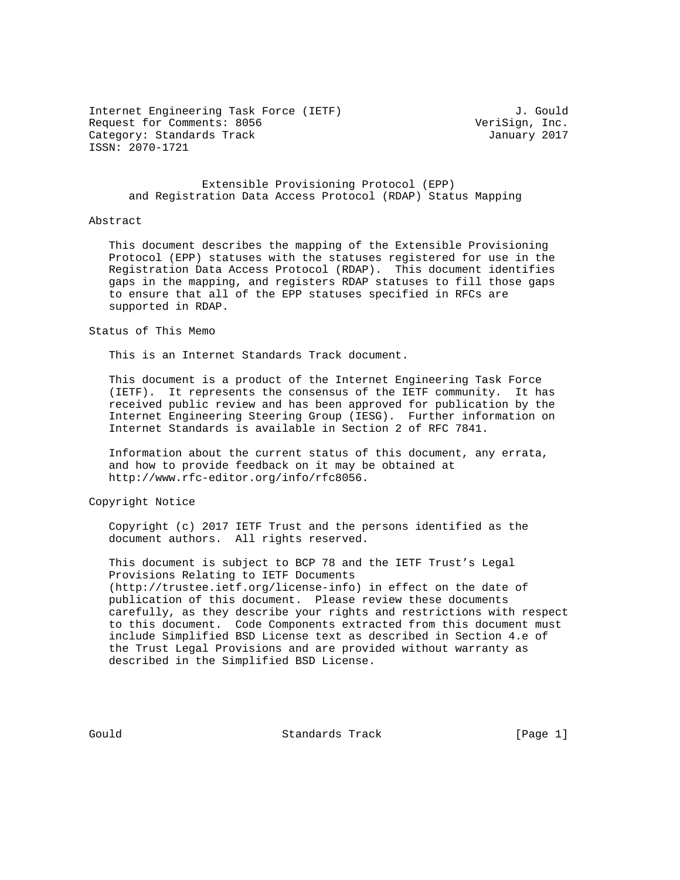Internet Engineering Task Force (IETF)                          J. Gould
Request for Comments: 8056                                VeriSign, Inc.
Category: Standards Track                                   January 2017
ISSN: 2070-1721

# Extensible Provisioning Protocol (EPP) and Registration Data Access Protocol (RDAP) Status Mapping

## Abstract

This document describes the mapping of the Extensible Provisioning Protocol (EPP) statuses with the statuses registered for use in the Registration Data Access Protocol (RDAP). This document identifies gaps in the mapping, and registers RDAP statuses to fill those gaps to ensure that all of the EPP statuses specified in RFCs are supported in RDAP.

## Status of This Memo

This is an Internet Standards Track document.

This document is a product of the Internet Engineering Task Force (IETF). It represents the consensus of the IETF community. It has received public review and has been approved for publication by the Internet Engineering Steering Group (IESG). Further information on Internet Standards is available in Section 2 of RFC 7841.

Information about the current status of this document, any errata, and how to provide feedback on it may be obtained at http://www.rfc-editor.org/info/rfc8056.

## Copyright Notice

Copyright (c) 2017 IETF Trust and the persons identified as the document authors. All rights reserved.

This document is subject to BCP 78 and the IETF Trust's Legal Provisions Relating to IETF Documents (http://trustee.ietf.org/license-info) in effect on the date of publication of this document. Please review these documents carefully, as they describe your rights and restrictions with respect to this document. Code Components extracted from this document must include Simplified BSD License text as described in Section 4.e of the Trust Legal Provisions and are provided without warranty as described in the Simplified BSD License.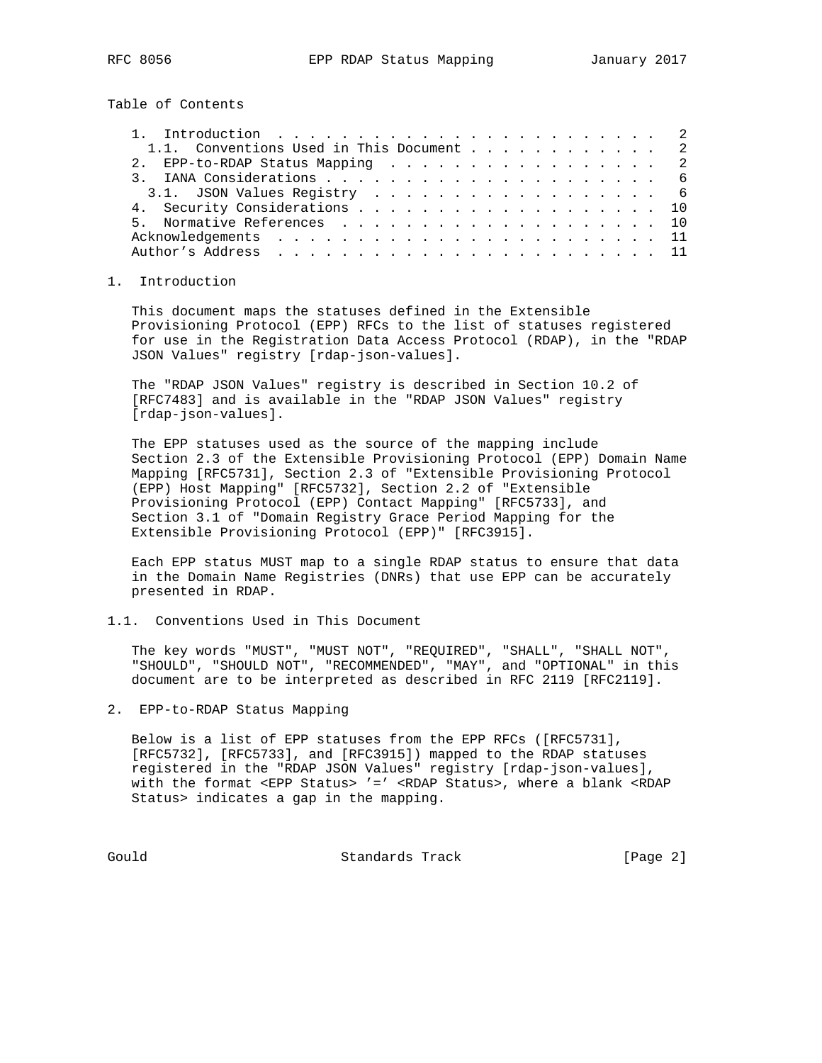Table of Contents

```
   1.  Introduction . . . . . . . . . . . . . . . . . . . . . . . .   2
     1.1.  Conventions Used in This Document . . . . . . . . . . . .   2
   2.  EPP-to-RDAP Status Mapping  . . . . . . . . . . . . . . . . .   2
   3.  IANA Considerations . . . . . . . . . . . . . . . . . . . . .   6
     3.1.  JSON Values Registry  . . . . . . . . . . . . . . . . . .   6
   4.  Security Considerations . . . . . . . . . . . . . . . . . . .  10
   5.  Normative References  . . . . . . . . . . . . . . . . . . . .  10
   Acknowledgements  . . . . . . . . . . . . . . . . . . . . . . . .  11
   Author's Address  . . . . . . . . . . . . . . . . . . . . . . . .  11
```

## 1. Introduction

This document maps the statuses defined in the Extensible Provisioning Protocol (EPP) RFCs to the list of statuses registered for use in the Registration Data Access Protocol (RDAP), in the "RDAP JSON Values" registry [rdap-json-values].

The "RDAP JSON Values" registry is described in Section 10.2 of [RFC7483] and is available in the "RDAP JSON Values" registry [rdap-json-values].

The EPP statuses used as the source of the mapping include Section 2.3 of the Extensible Provisioning Protocol (EPP) Domain Name Mapping [RFC5731], Section 2.3 of "Extensible Provisioning Protocol (EPP) Host Mapping" [RFC5732], Section 2.2 of "Extensible Provisioning Protocol (EPP) Contact Mapping" [RFC5733], and Section 3.1 of "Domain Registry Grace Period Mapping for the Extensible Provisioning Protocol (EPP)" [RFC3915].

Each EPP status MUST map to a single RDAP status to ensure that data in the Domain Name Registries (DNRs) that use EPP can be accurately presented in RDAP.

### 1.1. Conventions Used in This Document

The key words "MUST", "MUST NOT", "REQUIRED", "SHALL", "SHALL NOT", "SHOULD", "SHOULD NOT", "RECOMMENDED", "MAY", and "OPTIONAL" in this document are to be interpreted as described in RFC 2119 [RFC2119].

## 2. EPP-to-RDAP Status Mapping

Below is a list of EPP statuses from the EPP RFCs ([RFC5731], [RFC5732], [RFC5733], and [RFC3915]) mapped to the RDAP statuses registered in the "RDAP JSON Values" registry [rdap-json-values], with the format <EPP Status> '=' <RDAP Status>, where a blank <RDAP Status> indicates a gap in the mapping.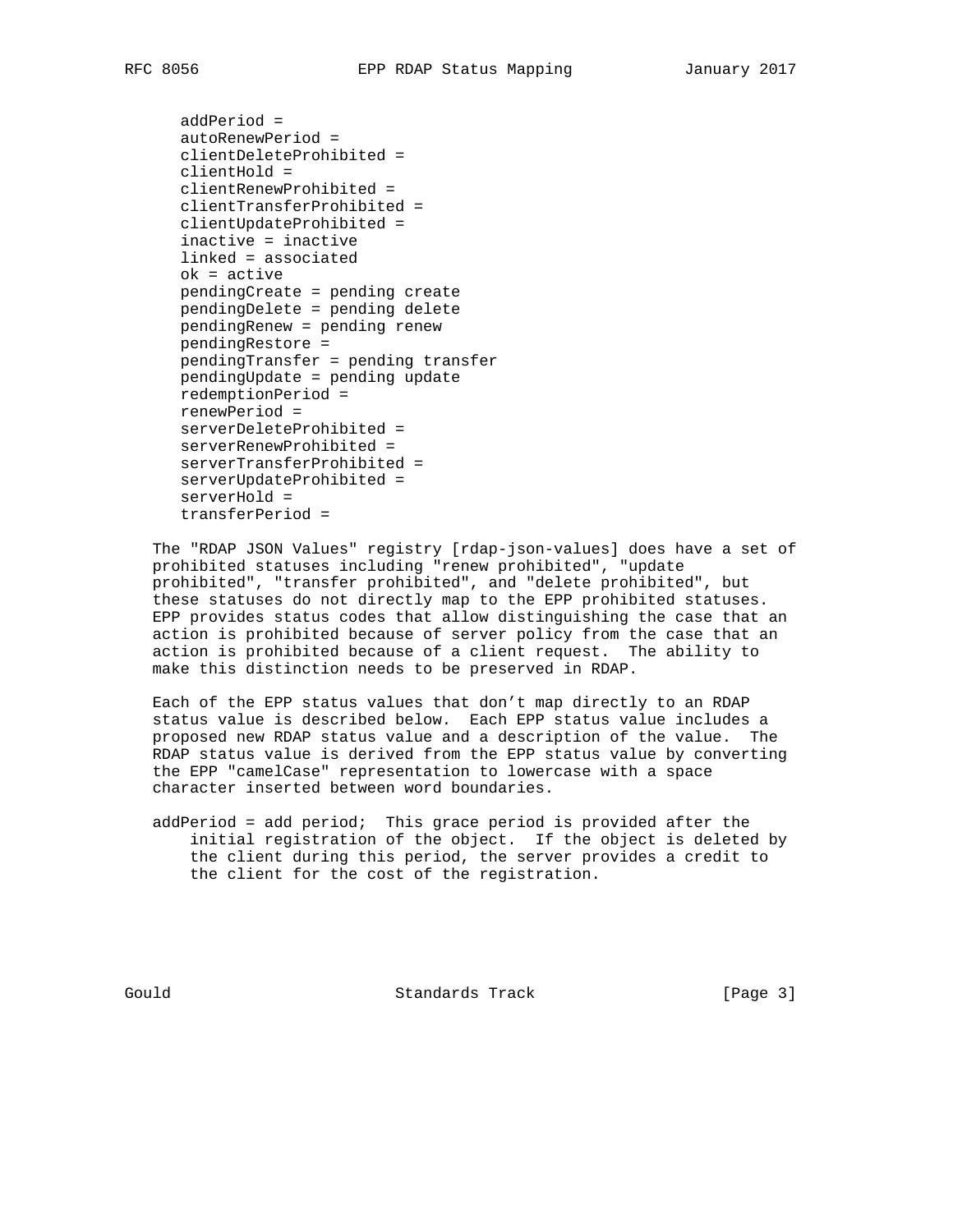```
addPeriod =
autoRenewPeriod =
clientDeleteProhibited =
clientHold =
clientRenewProhibited =
clientTransferProhibited =
clientUpdateProhibited =
inactive = inactive
linked = associated
ok = active
pendingCreate = pending create
pendingDelete = pending delete
pendingRenew = pending renew
pendingRestore =
pendingTransfer = pending transfer
pendingUpdate = pending update
redemptionPeriod =
renewPeriod =
serverDeleteProhibited =
serverRenewProhibited =
serverTransferProhibited =
serverUpdateProhibited =
serverHold =
transferPeriod =
```

The "RDAP JSON Values" registry [rdap-json-values] does have a set of prohibited statuses including "renew prohibited", "update prohibited", "transfer prohibited", and "delete prohibited", but these statuses do not directly map to the EPP prohibited statuses. EPP provides status codes that allow distinguishing the case that an action is prohibited because of server policy from the case that an action is prohibited because of a client request. The ability to make this distinction needs to be preserved in RDAP.

Each of the EPP status values that don't map directly to an RDAP status value is described below. Each EPP status value includes a proposed new RDAP status value and a description of the value. The RDAP status value is derived from the EPP status value by converting the EPP "camelCase" representation to lowercase with a space character inserted between word boundaries.

addPeriod = add period; This grace period is provided after the initial registration of the object. If the object is deleted by the client during this period, the server provides a credit to the client for the cost of the registration.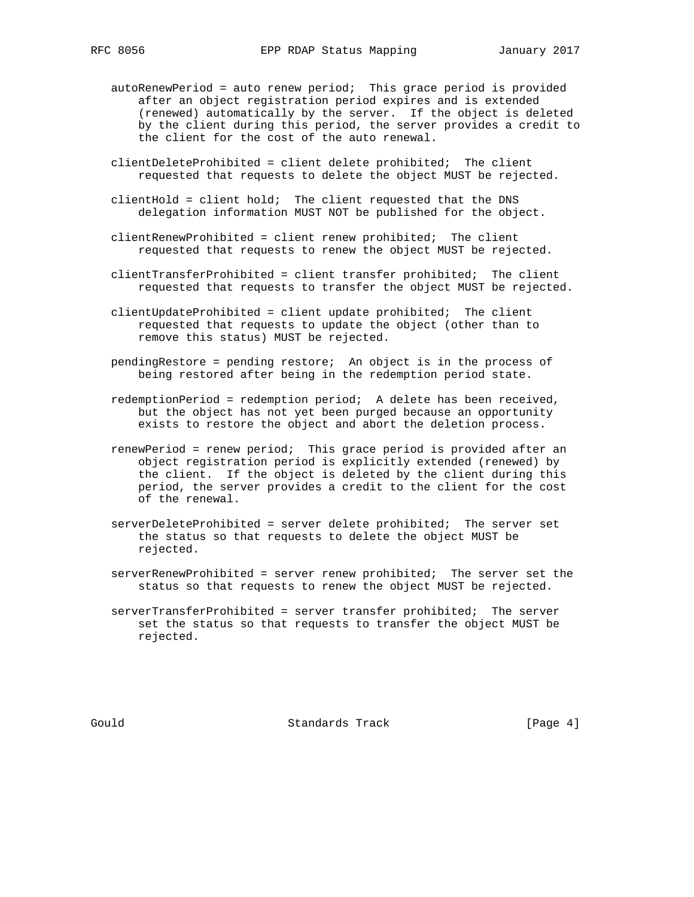autoRenewPeriod = auto renew period; This grace period is provided after an object registration period expires and is extended (renewed) automatically by the server. If the object is deleted by the client during this period, the server provides a credit to the client for the cost of the auto renewal.

clientDeleteProhibited = client delete prohibited; The client requested that requests to delete the object MUST be rejected.

clientHold = client hold; The client requested that the DNS delegation information MUST NOT be published for the object.

clientRenewProhibited = client renew prohibited; The client requested that requests to renew the object MUST be rejected.

clientTransferProhibited = client transfer prohibited; The client requested that requests to transfer the object MUST be rejected.

clientUpdateProhibited = client update prohibited; The client requested that requests to update the object (other than to remove this status) MUST be rejected.

pendingRestore = pending restore; An object is in the process of being restored after being in the redemption period state.

redemptionPeriod = redemption period; A delete has been received, but the object has not yet been purged because an opportunity exists to restore the object and abort the deletion process.

renewPeriod = renew period; This grace period is provided after an object registration period is explicitly extended (renewed) by the client. If the object is deleted by the client during this period, the server provides a credit to the client for the cost of the renewal.

serverDeleteProhibited = server delete prohibited; The server set the status so that requests to delete the object MUST be rejected.

serverRenewProhibited = server renew prohibited; The server set the status so that requests to renew the object MUST be rejected.

serverTransferProhibited = server transfer prohibited; The server set the status so that requests to transfer the object MUST be rejected.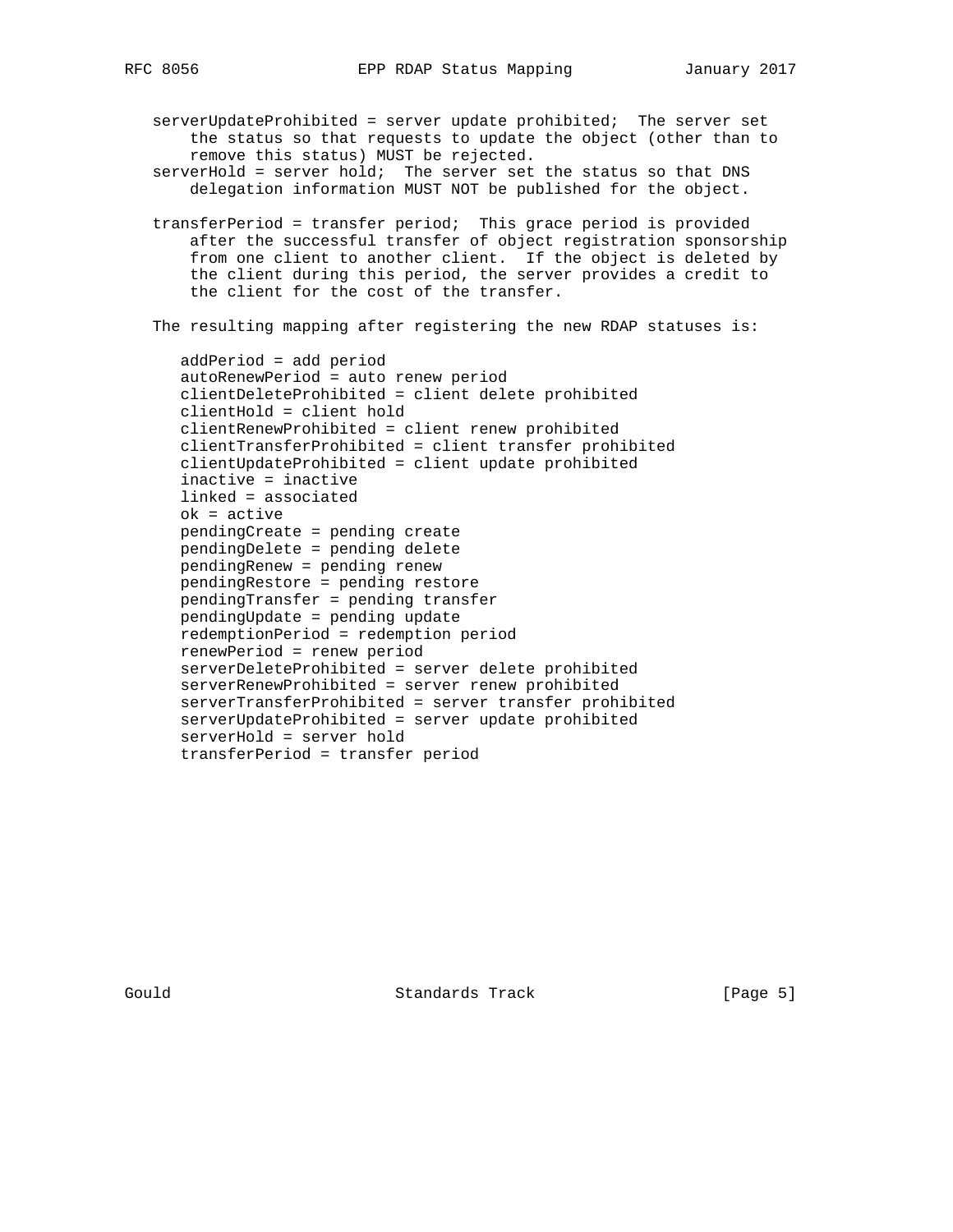serverUpdateProhibited = server update prohibited;  The server set the status so that requests to update the object (other than to remove this status) MUST be rejected.

serverHold = server hold;  The server set the status so that DNS delegation information MUST NOT be published for the object.

transferPeriod = transfer period;  This grace period is provided after the successful transfer of object registration sponsorship from one client to another client.  If the object is deleted by the client during this period, the server provides a credit to the client for the cost of the transfer.

The resulting mapping after registering the new RDAP statuses is:

```
addPeriod = add period
autoRenewPeriod = auto renew period
clientDeleteProhibited = client delete prohibited
clientHold = client hold
clientRenewProhibited = client renew prohibited
clientTransferProhibited = client transfer prohibited
clientUpdateProhibited = client update prohibited
inactive = inactive
linked = associated
ok = active
pendingCreate = pending create
pendingDelete = pending delete
pendingRenew = pending renew
pendingRestore = pending restore
pendingTransfer = pending transfer
pendingUpdate = pending update
redemptionPeriod = redemption period
renewPeriod = renew period
serverDeleteProhibited = server delete prohibited
serverRenewProhibited = server renew prohibited
serverTransferProhibited = server transfer prohibited
serverUpdateProhibited = server update prohibited
serverHold = server hold
transferPeriod = transfer period
```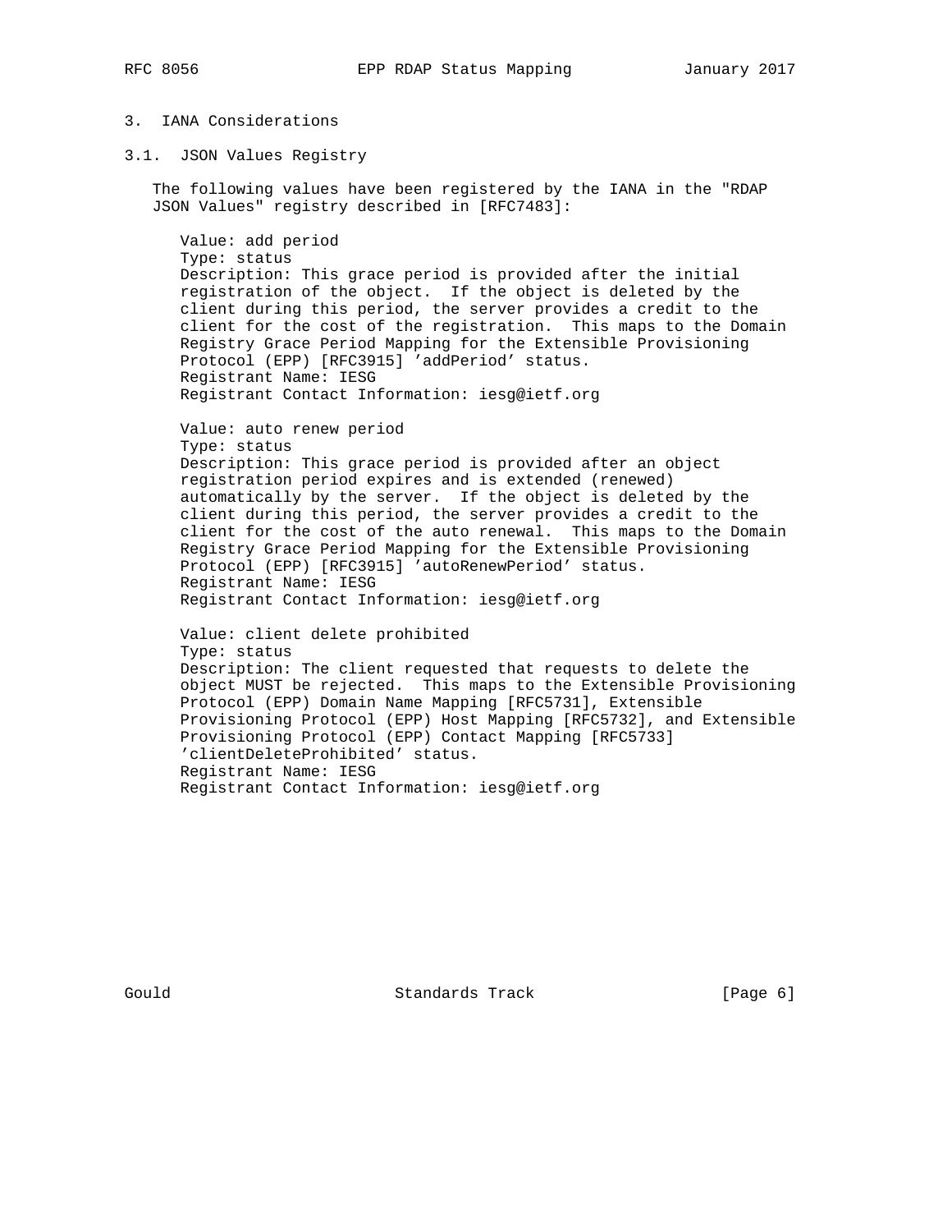# 3. IANA Considerations

## 3.1. JSON Values Registry

The following values have been registered by the IANA in the "RDAP JSON Values" registry described in [RFC7483]:

Value: add period
Type: status
Description: This grace period is provided after the initial registration of the object. If the object is deleted by the client during this period, the server provides a credit to the client for the cost of the registration. This maps to the Domain Registry Grace Period Mapping for the Extensible Provisioning Protocol (EPP) [RFC3915] 'addPeriod' status.
Registrant Name: IESG
Registrant Contact Information: iesg@ietf.org

Value: auto renew period
Type: status
Description: This grace period is provided after an object registration period expires and is extended (renewed) automatically by the server. If the object is deleted by the client during this period, the server provides a credit to the client for the cost of the auto renewal. This maps to the Domain Registry Grace Period Mapping for the Extensible Provisioning Protocol (EPP) [RFC3915] 'autoRenewPeriod' status.
Registrant Name: IESG
Registrant Contact Information: iesg@ietf.org

Value: client delete prohibited
Type: status
Description: The client requested that requests to delete the object MUST be rejected. This maps to the Extensible Provisioning Protocol (EPP) Domain Name Mapping [RFC5731], Extensible Provisioning Protocol (EPP) Host Mapping [RFC5732], and Extensible Provisioning Protocol (EPP) Contact Mapping [RFC5733] 'clientDeleteProhibited' status.
Registrant Name: IESG
Registrant Contact Information: iesg@ietf.org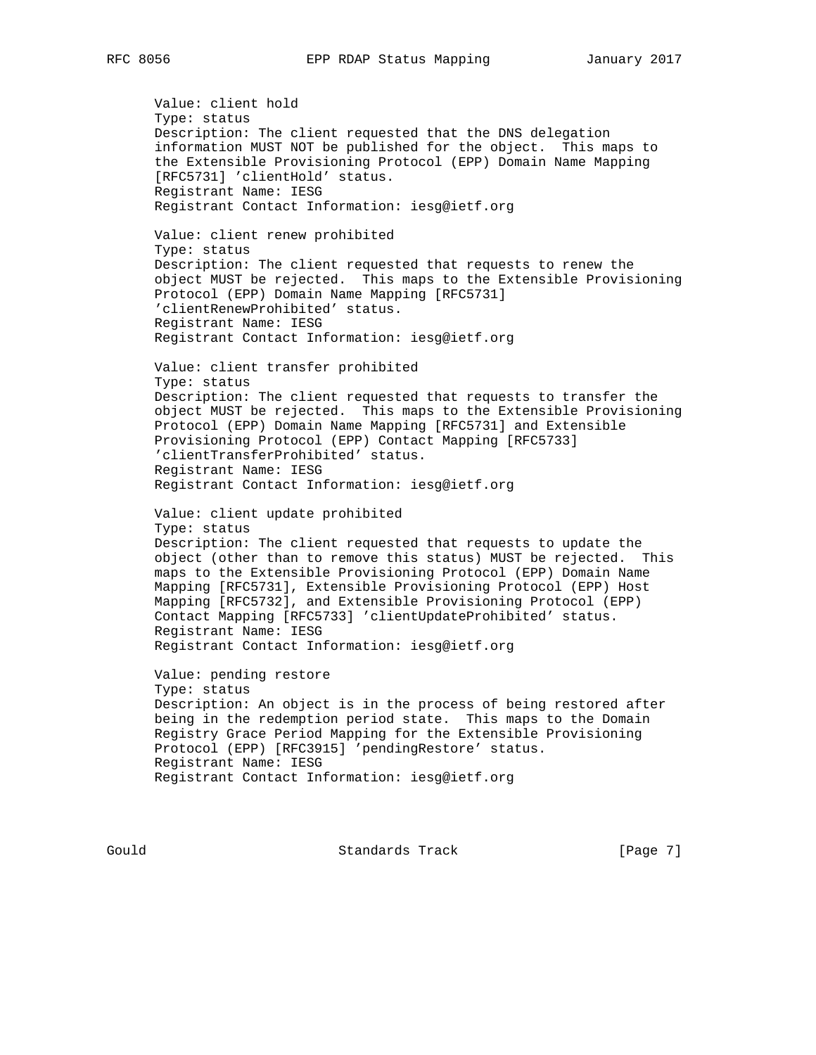Value: client hold
Type: status
Description: The client requested that the DNS delegation information MUST NOT be published for the object. This maps to the Extensible Provisioning Protocol (EPP) Domain Name Mapping [RFC5731] 'clientHold' status.
Registrant Name: IESG
Registrant Contact Information: iesg@ietf.org

Value: client renew prohibited
Type: status
Description: The client requested that requests to renew the object MUST be rejected. This maps to the Extensible Provisioning Protocol (EPP) Domain Name Mapping [RFC5731] 'clientRenewProhibited' status.
Registrant Name: IESG
Registrant Contact Information: iesg@ietf.org

Value: client transfer prohibited
Type: status
Description: The client requested that requests to transfer the object MUST be rejected. This maps to the Extensible Provisioning Protocol (EPP) Domain Name Mapping [RFC5731] and Extensible Provisioning Protocol (EPP) Contact Mapping [RFC5733] 'clientTransferProhibited' status.
Registrant Name: IESG
Registrant Contact Information: iesg@ietf.org

Value: client update prohibited
Type: status
Description: The client requested that requests to update the object (other than to remove this status) MUST be rejected. This maps to the Extensible Provisioning Protocol (EPP) Domain Name Mapping [RFC5731], Extensible Provisioning Protocol (EPP) Host Mapping [RFC5732], and Extensible Provisioning Protocol (EPP) Contact Mapping [RFC5733] 'clientUpdateProhibited' status.
Registrant Name: IESG
Registrant Contact Information: iesg@ietf.org

Value: pending restore
Type: status
Description: An object is in the process of being restored after being in the redemption period state. This maps to the Domain Registry Grace Period Mapping for the Extensible Provisioning Protocol (EPP) [RFC3915] 'pendingRestore' status.
Registrant Name: IESG
Registrant Contact Information: iesg@ietf.org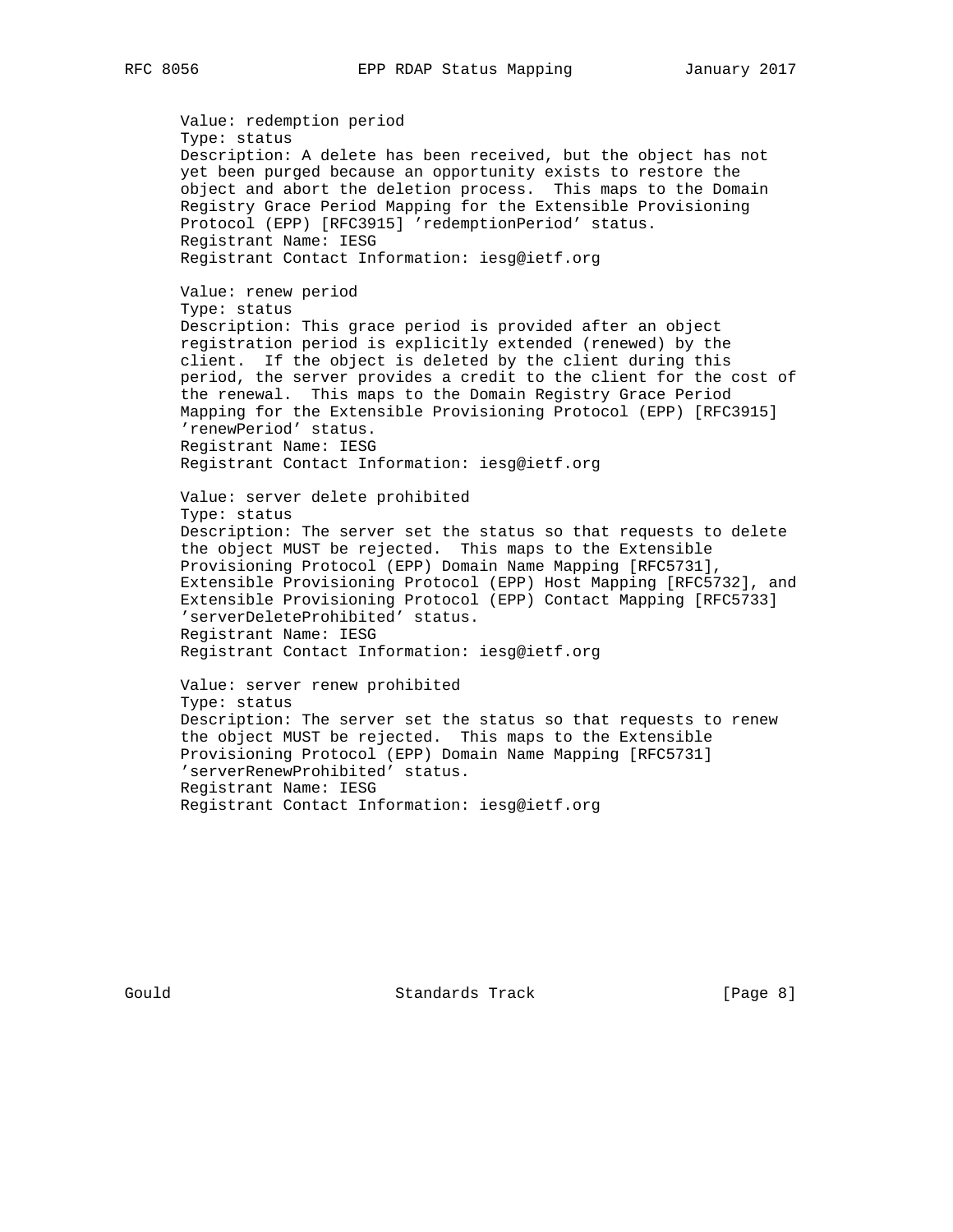Value: redemption period
Type: status
Description: A delete has been received, but the object has not yet been purged because an opportunity exists to restore the object and abort the deletion process. This maps to the Domain Registry Grace Period Mapping for the Extensible Provisioning Protocol (EPP) [RFC3915] 'redemptionPeriod' status.
Registrant Name: IESG
Registrant Contact Information: iesg@ietf.org

Value: renew period
Type: status
Description: This grace period is provided after an object registration period is explicitly extended (renewed) by the client. If the object is deleted by the client during this period, the server provides a credit to the client for the cost of the renewal. This maps to the Domain Registry Grace Period Mapping for the Extensible Provisioning Protocol (EPP) [RFC3915] 'renewPeriod' status.
Registrant Name: IESG
Registrant Contact Information: iesg@ietf.org

Value: server delete prohibited
Type: status
Description: The server set the status so that requests to delete the object MUST be rejected. This maps to the Extensible Provisioning Protocol (EPP) Domain Name Mapping [RFC5731], Extensible Provisioning Protocol (EPP) Host Mapping [RFC5732], and Extensible Provisioning Protocol (EPP) Contact Mapping [RFC5733] 'serverDeleteProhibited' status.
Registrant Name: IESG
Registrant Contact Information: iesg@ietf.org

Value: server renew prohibited
Type: status
Description: The server set the status so that requests to renew the object MUST be rejected. This maps to the Extensible Provisioning Protocol (EPP) Domain Name Mapping [RFC5731] 'serverRenewProhibited' status.
Registrant Name: IESG
Registrant Contact Information: iesg@ietf.org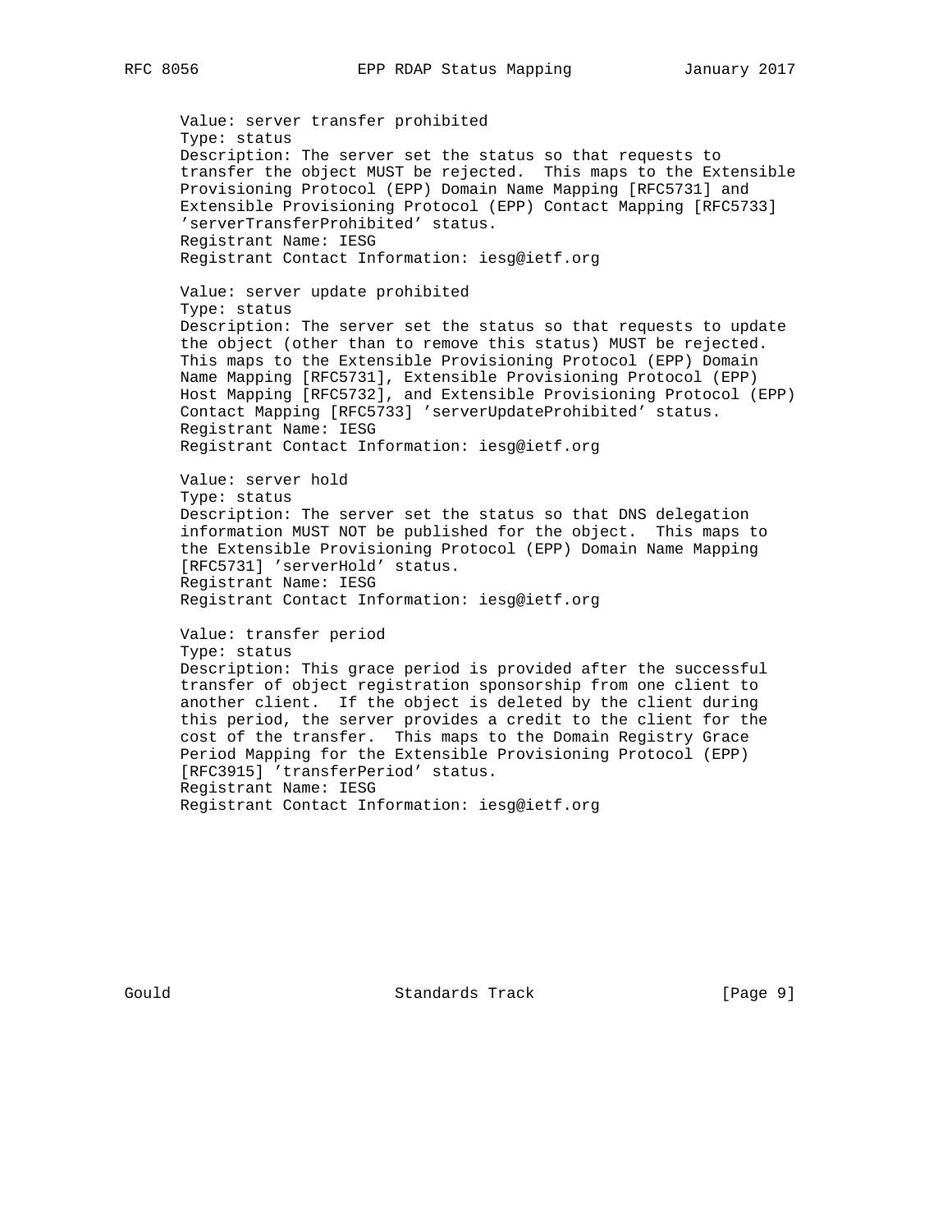Value: server transfer prohibited
Type: status
Description: The server set the status so that requests to transfer the object MUST be rejected. This maps to the Extensible Provisioning Protocol (EPP) Domain Name Mapping [RFC5731] and Extensible Provisioning Protocol (EPP) Contact Mapping [RFC5733] 'serverTransferProhibited' status.
Registrant Name: IESG
Registrant Contact Information: iesg@ietf.org

Value: server update prohibited
Type: status
Description: The server set the status so that requests to update the object (other than to remove this status) MUST be rejected. This maps to the Extensible Provisioning Protocol (EPP) Domain Name Mapping [RFC5731], Extensible Provisioning Protocol (EPP) Host Mapping [RFC5732], and Extensible Provisioning Protocol (EPP) Contact Mapping [RFC5733] 'serverUpdateProhibited' status.
Registrant Name: IESG
Registrant Contact Information: iesg@ietf.org

Value: server hold
Type: status
Description: The server set the status so that DNS delegation information MUST NOT be published for the object. This maps to the Extensible Provisioning Protocol (EPP) Domain Name Mapping [RFC5731] 'serverHold' status.
Registrant Name: IESG
Registrant Contact Information: iesg@ietf.org

Value: transfer period
Type: status
Description: This grace period is provided after the successful transfer of object registration sponsorship from one client to another client. If the object is deleted by the client during this period, the server provides a credit to the client for the cost of the transfer. This maps to the Domain Registry Grace Period Mapping for the Extensible Provisioning Protocol (EPP) [RFC3915] 'transferPeriod' status.
Registrant Name: IESG
Registrant Contact Information: iesg@ietf.org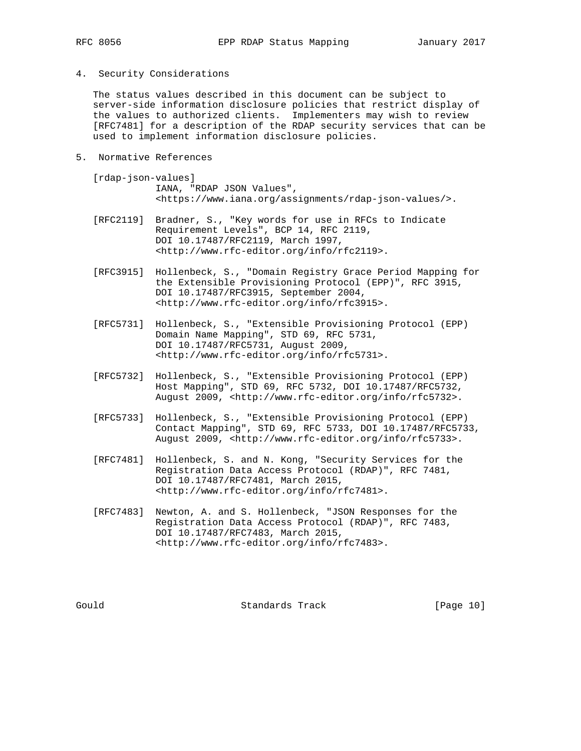## 4. Security Considerations

The status values described in this document can be subject to server-side information disclosure policies that restrict display of the values to authorized clients. Implementers may wish to review [RFC7481] for a description of the RDAP security services that can be used to implement information disclosure policies.

## 5. Normative References

[rdap-json-values]
IANA, "RDAP JSON Values", <https://www.iana.org/assignments/rdap-json-values/>.

[RFC2119] Bradner, S., "Key words for use in RFCs to Indicate Requirement Levels", BCP 14, RFC 2119, DOI 10.17487/RFC2119, March 1997, <http://www.rfc-editor.org/info/rfc2119>.

[RFC3915] Hollenbeck, S., "Domain Registry Grace Period Mapping for the Extensible Provisioning Protocol (EPP)", RFC 3915, DOI 10.17487/RFC3915, September 2004, <http://www.rfc-editor.org/info/rfc3915>.

[RFC5731] Hollenbeck, S., "Extensible Provisioning Protocol (EPP) Domain Name Mapping", STD 69, RFC 5731, DOI 10.17487/RFC5731, August 2009, <http://www.rfc-editor.org/info/rfc5731>.

[RFC5732] Hollenbeck, S., "Extensible Provisioning Protocol (EPP) Host Mapping", STD 69, RFC 5732, DOI 10.17487/RFC5732, August 2009, <http://www.rfc-editor.org/info/rfc5732>.

[RFC5733] Hollenbeck, S., "Extensible Provisioning Protocol (EPP) Contact Mapping", STD 69, RFC 5733, DOI 10.17487/RFC5733, August 2009, <http://www.rfc-editor.org/info/rfc5733>.

[RFC7481] Hollenbeck, S. and N. Kong, "Security Services for the Registration Data Access Protocol (RDAP)", RFC 7481, DOI 10.17487/RFC7481, March 2015, <http://www.rfc-editor.org/info/rfc7481>.

[RFC7483] Newton, A. and S. Hollenbeck, "JSON Responses for the Registration Data Access Protocol (RDAP)", RFC 7483, DOI 10.17487/RFC7483, March 2015, <http://www.rfc-editor.org/info/rfc7483>.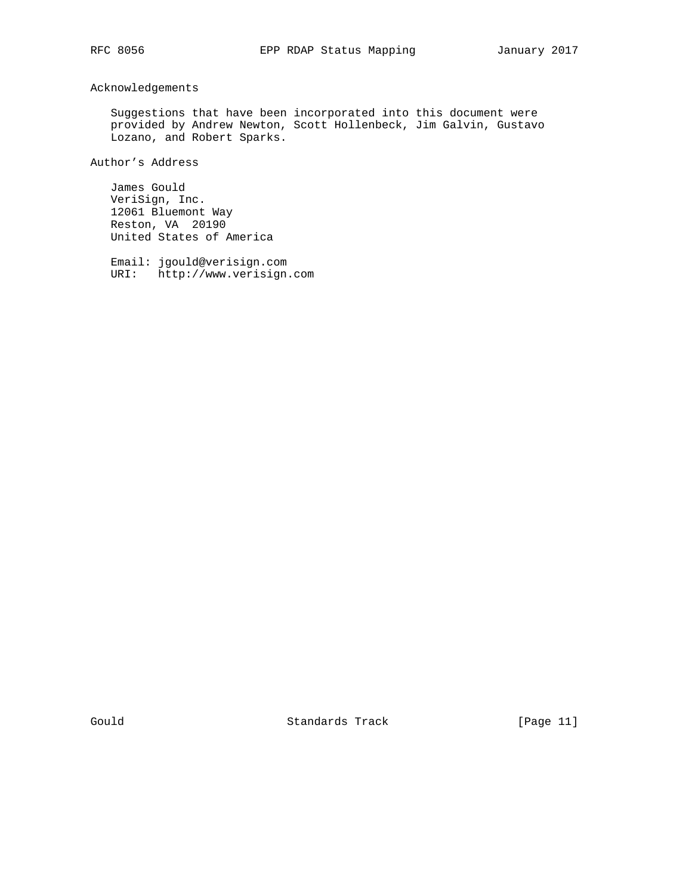## Acknowledgements

Suggestions that have been incorporated into this document were provided by Andrew Newton, Scott Hollenbeck, Jim Galvin, Gustavo Lozano, and Robert Sparks.

## Author’s Address

James Gould
VeriSign, Inc.
12061 Bluemont Way
Reston, VA  20190
United States of America

Email: jgould@verisign.com
URI:   http://www.verisign.com